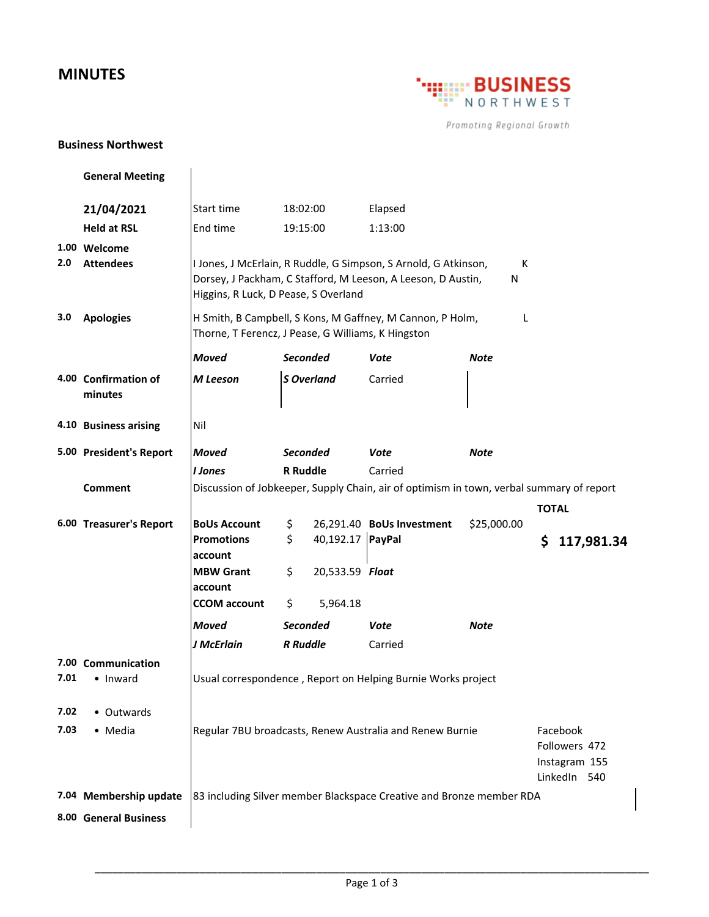# MINUTES

BUSINESS NORTHWEST

*Promoting Regional Growth*

**Business Northwest**

| | | | | | | |
|---|---|---|---|---|---|---|
| **General Meeting** | | | | | | |
| **21/04/2021** | Start time | 18:02:00 | Elapsed | | | |
| **Held at RSL** | End time | 19:15:00 | 1:13:00 | | | |
| **1.00 Welcome** | | | | | | |
| **2.0 Attendees** | I Jones, J McErlain, R Ruddle, G Simpson, S Arnold, G Atkinson, K Dorsey, J Packham, C Stafford, M Leeson, A Leeson, D Austin, N Higgins, R Luck, D Pease, S Overland | | | | | |
| **3.0 Apologies** | H Smith, B Campbell, S Kons, M Gaffney, M Cannon, P Holm, L Thorne, T Ferencz, J Pease, G Williams, K Hingston | | | | | |
| | ***Moved*** | ***Seconded*** | ***Vote*** | ***Note*** | | |
| **4.00 Confirmation of minutes** | ***M Leeson*** | ***S Overland*** | Carried | | | |
| **4.10 Business arising** | Nil | | | | | |
| **5.00 President's Report** | ***Moved*** | ***Seconded*** | ***Vote*** | ***Note*** | | |
| | ***I Jones*** | **R Ruddle** | Carried | | | |
| **Comment** | Discussion of Jobkeeper, Supply Chain, air of optimism in town, verbal summary of report | | | | | |
| | | | | | | **TOTAL** |
| **6.00 Treasurer's Report** | **BoUs Account** | $ 26,291.40 | **BoUs Investment** | $25,000.00 | | **$ 117,981.34** |
| | **Promotions account** | $ 40,192.17 | **PayPal** | | | |
| | **MBW Grant account** | $ 20,533.59 | ***Float*** | | | |
| | **CCOM account** | $ 5,964.18 | | | | |
| | ***Moved*** | ***Seconded*** | ***Vote*** | ***Note*** | | |
| | ***J McErlain*** | ***R Ruddle*** | Carried | | | |
| **7.00 Communication** | | | | | | |
| 7.01 • Inward | Usual correspondence , Report on Helping Burnie Works project | | | | | |
| 7.02 • Outwards | | | | | | |
| 7.03 • Media | Regular 7BU broadcasts, Renew Australia and Renew Burnie | | | | Facebook Followers 472<br>Instagram 155<br>LinkedIn 540 | |
| **7.04 Membership update** | 83 including Silver member Blackspace Creative and Bronze member RDA | | | | | |
| **8.00 General Business** | | | | | | |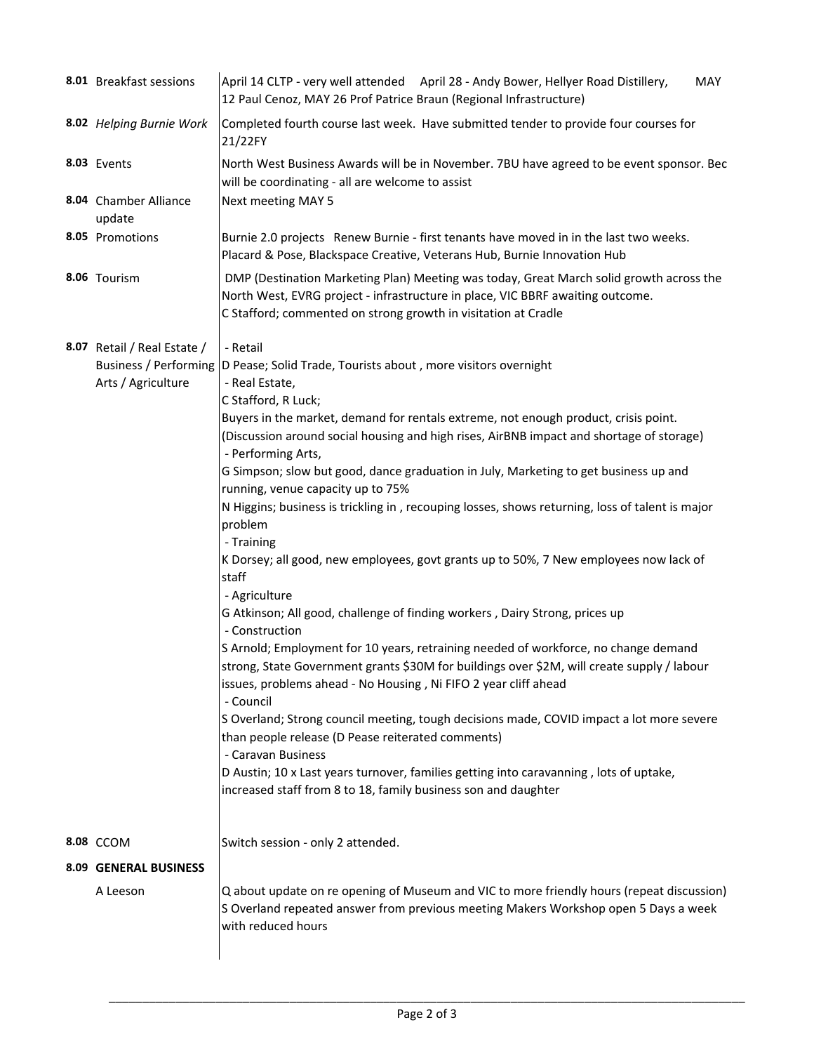| | | |
|---|---|---|
| **8.01** | Breakfast sessions | April 14 CLTP - very well attended April 28 - Andy Bower, Hellyer Road Distillery, MAY 12 Paul Cenoz, MAY 26 Prof Patrice Braun (Regional Infrastructure) |
| **8.02** | *Helping Burnie Work* | Completed fourth course last week. Have submitted tender to provide four courses for 21/22FY |
| **8.03** | Events | North West Business Awards will be in November. 7BU have agreed to be event sponsor. Bec will be coordinating - all are welcome to assist |
| **8.04** | Chamber Alliance update | Next meeting MAY 5 |
| **8.05** | Promotions | Burnie 2.0 projects Renew Burnie - first tenants have moved in in the last two weeks. Placard & Pose, Blackspace Creative, Veterans Hub, Burnie Innovation Hub |
| **8.06** | Tourism | DMP (Destination Marketing Plan) Meeting was today, Great March solid growth across the North West, EVRG project - infrastructure in place, VIC BBRF awaiting outcome.<br>C Stafford; commented on strong growth in visitation at Cradle |
| **8.07** | Retail / Real Estate / Business / Performing Arts / Agriculture | - Retail<br>D Pease; Solid Trade, Tourists about , more visitors overnight<br>- Real Estate,<br>C Stafford, R Luck;<br>Buyers in the market, demand for rentals extreme, not enough product, crisis point. (Discussion around social housing and high rises, AirBNB impact and shortage of storage)<br>- Performing Arts,<br>G Simpson; slow but good, dance graduation in July, Marketing to get business up and running, venue capacity up to 75%<br>N Higgins; business is trickling in , recouping losses, shows returning, loss of talent is major problem<br>- Training<br>K Dorsey; all good, new employees, govt grants up to 50%, 7 New employees now lack of staff<br>- Agriculture<br>G Atkinson; All good, challenge of finding workers , Dairy Strong, prices up<br>- Construction<br>S Arnold; Employment for 10 years, retraining needed of workforce, no change demand strong, State Government grants $30M for buildings over $2M, will create supply / labour issues, problems ahead - No Housing , Ni FIFO 2 year cliff ahead<br>- Council<br>S Overland; Strong council meeting, tough decisions made, COVID impact a lot more severe than people release (D Pease reiterated comments)<br>- Caravan Business<br>D Austin; 10 x Last years turnover, families getting into caravanning , lots of uptake, increased staff from 8 to 18, family business son and daughter |
| **8.08** | CCOM | Switch session - only 2 attended. |
| **8.09** | **GENERAL BUSINESS** | |
| | A Leeson | Q about update on re opening of Museum and VIC to more friendly hours (repeat discussion)<br>S Overland repeated answer from previous meeting Makers Workshop open 5 Days a week with reduced hours |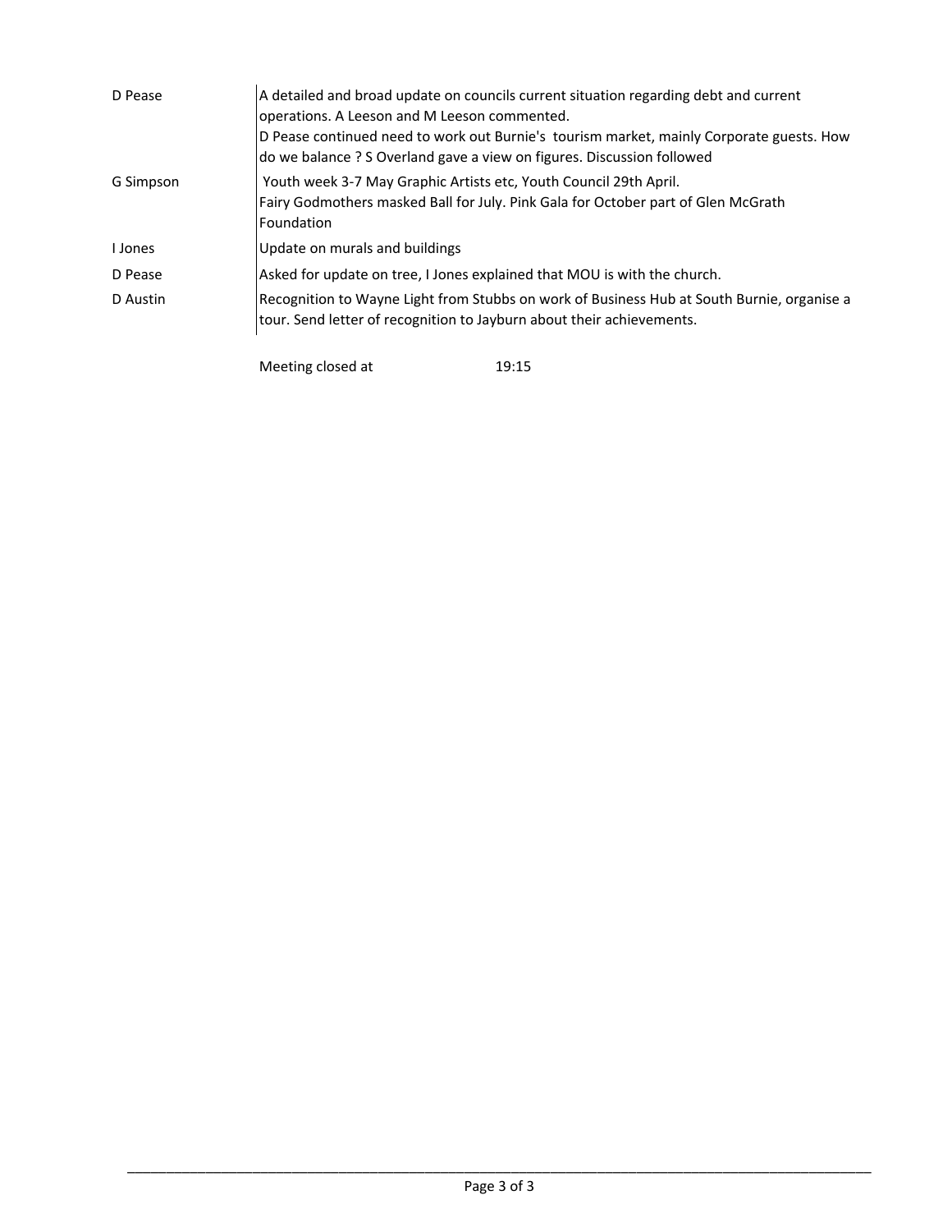| | |
|---|---|
| D Pease | A detailed and broad update on councils current situation regarding debt and current operations. A Leeson and M Leeson commented.<br>D Pease continued need to work out Burnie's tourism market, mainly Corporate guests. How do we balance ? S Overland gave a view on figures. Discussion followed |
| G Simpson | Youth week 3-7 May Graphic Artists etc, Youth Council 29th April.<br>Fairy Godmothers masked Ball for July. Pink Gala for October part of Glen McGrath Foundation |
| I Jones | Update on murals and buildings |
| D Pease | Asked for update on tree, I Jones explained that MOU is with the church. |
| D Austin | Recognition to Wayne Light from Stubbs on work of Business Hub at South Burnie, organise a tour. Send letter of recognition to Jayburn about their achievements. |

Meeting closed at 19:15